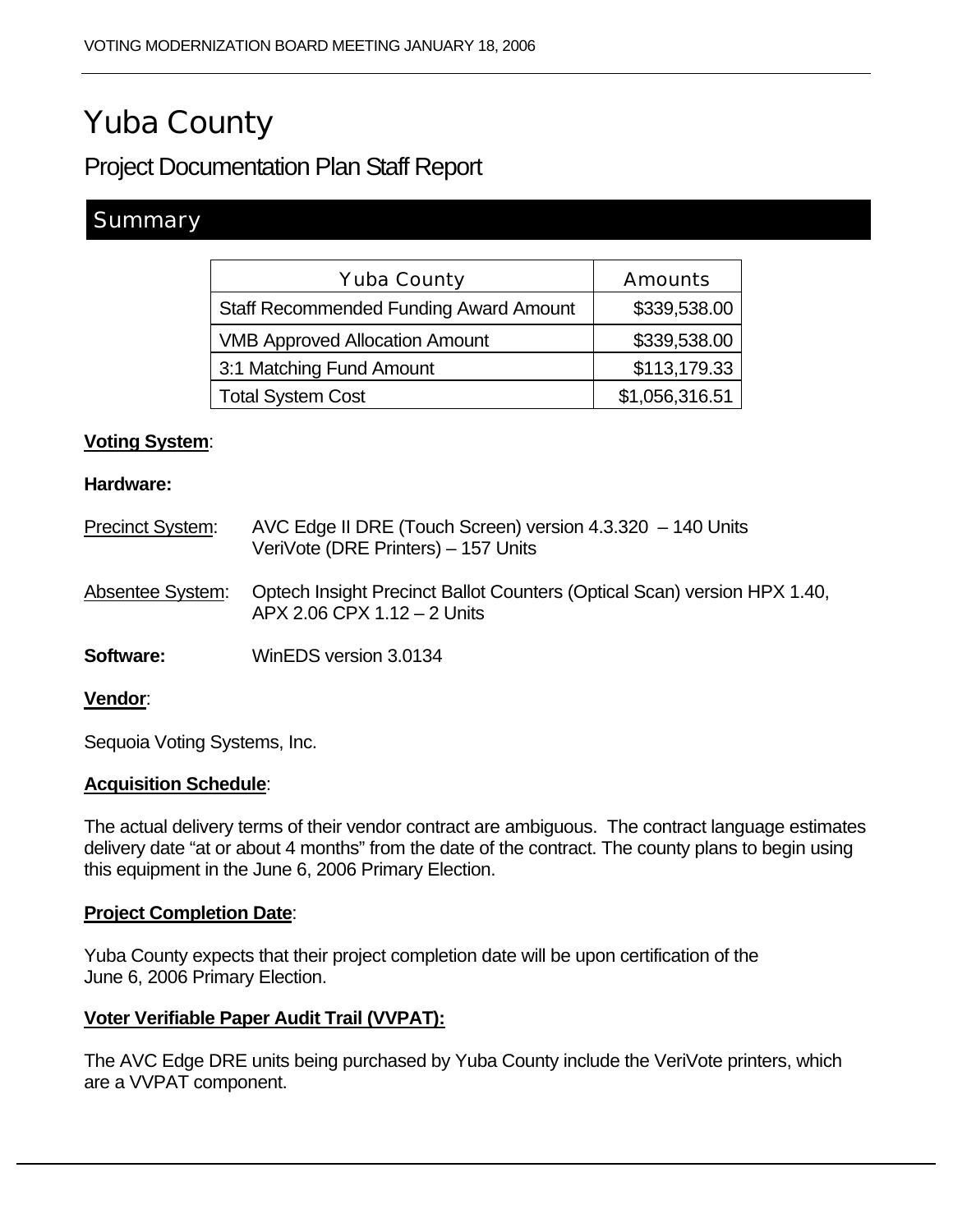# Yuba County

## Project Documentation Plan Staff Report

### Summary

| Yuba County | Amounts |
|---|---:|
| Staff Recommended Funding Award Amount | $339,538.00 |
| VMB Approved Allocation Amount | $339,538.00 |
| 3:1 Matching Fund Amount | $113,179.33 |
| Total System Cost | $1,056,316.51 |

**Voting System**:

**Hardware:**

Precinct System: AVC Edge II DRE (Touch Screen) version 4.3.320 – 140 Units
VeriVote (DRE Printers) – 157 Units

Absentee System: Optech Insight Precinct Ballot Counters (Optical Scan) version HPX 1.40, APX 2.06 CPX 1.12 – 2 Units

**Software:** WinEDS version 3.0134

**Vendor**:

Sequoia Voting Systems, Inc.

**Acquisition Schedule**:

The actual delivery terms of their vendor contract are ambiguous. The contract language estimates delivery date "at or about 4 months" from the date of the contract. The county plans to begin using this equipment in the June 6, 2006 Primary Election.

**Project Completion Date**:

Yuba County expects that their project completion date will be upon certification of the June 6, 2006 Primary Election.

**Voter Verifiable Paper Audit Trail (VVPAT):**

The AVC Edge DRE units being purchased by Yuba County include the VeriVote printers, which are a VVPAT component.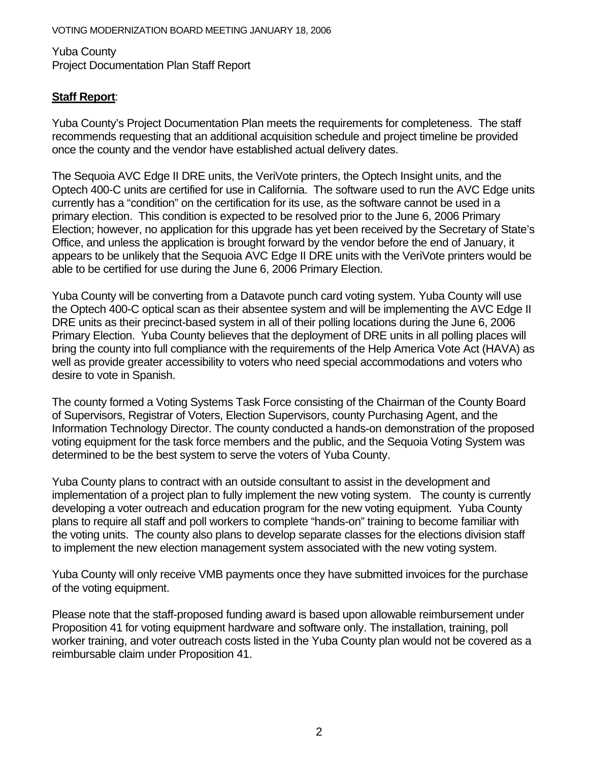Yuba County
Project Documentation Plan Staff Report

**Staff Report**:

Yuba County's Project Documentation Plan meets the requirements for completeness. The staff recommends requesting that an additional acquisition schedule and project timeline be provided once the county and the vendor have established actual delivery dates.

The Sequoia AVC Edge II DRE units, the VeriVote printers, the Optech Insight units, and the Optech 400-C units are certified for use in California. The software used to run the AVC Edge units currently has a "condition" on the certification for its use, as the software cannot be used in a primary election. This condition is expected to be resolved prior to the June 6, 2006 Primary Election; however, no application for this upgrade has yet been received by the Secretary of State's Office, and unless the application is brought forward by the vendor before the end of January, it appears to be unlikely that the Sequoia AVC Edge II DRE units with the VeriVote printers would be able to be certified for use during the June 6, 2006 Primary Election.

Yuba County will be converting from a Datavote punch card voting system. Yuba County will use the Optech 400-C optical scan as their absentee system and will be implementing the AVC Edge II DRE units as their precinct-based system in all of their polling locations during the June 6, 2006 Primary Election. Yuba County believes that the deployment of DRE units in all polling places will bring the county into full compliance with the requirements of the Help America Vote Act (HAVA) as well as provide greater accessibility to voters who need special accommodations and voters who desire to vote in Spanish.

The county formed a Voting Systems Task Force consisting of the Chairman of the County Board of Supervisors, Registrar of Voters, Election Supervisors, county Purchasing Agent, and the Information Technology Director. The county conducted a hands-on demonstration of the proposed voting equipment for the task force members and the public, and the Sequoia Voting System was determined to be the best system to serve the voters of Yuba County.

Yuba County plans to contract with an outside consultant to assist in the development and implementation of a project plan to fully implement the new voting system. The county is currently developing a voter outreach and education program for the new voting equipment. Yuba County plans to require all staff and poll workers to complete "hands-on" training to become familiar with the voting units. The county also plans to develop separate classes for the elections division staff to implement the new election management system associated with the new voting system.

Yuba County will only receive VMB payments once they have submitted invoices for the purchase of the voting equipment.

Please note that the staff-proposed funding award is based upon allowable reimbursement under Proposition 41 for voting equipment hardware and software only. The installation, training, poll worker training, and voter outreach costs listed in the Yuba County plan would not be covered as a reimbursable claim under Proposition 41.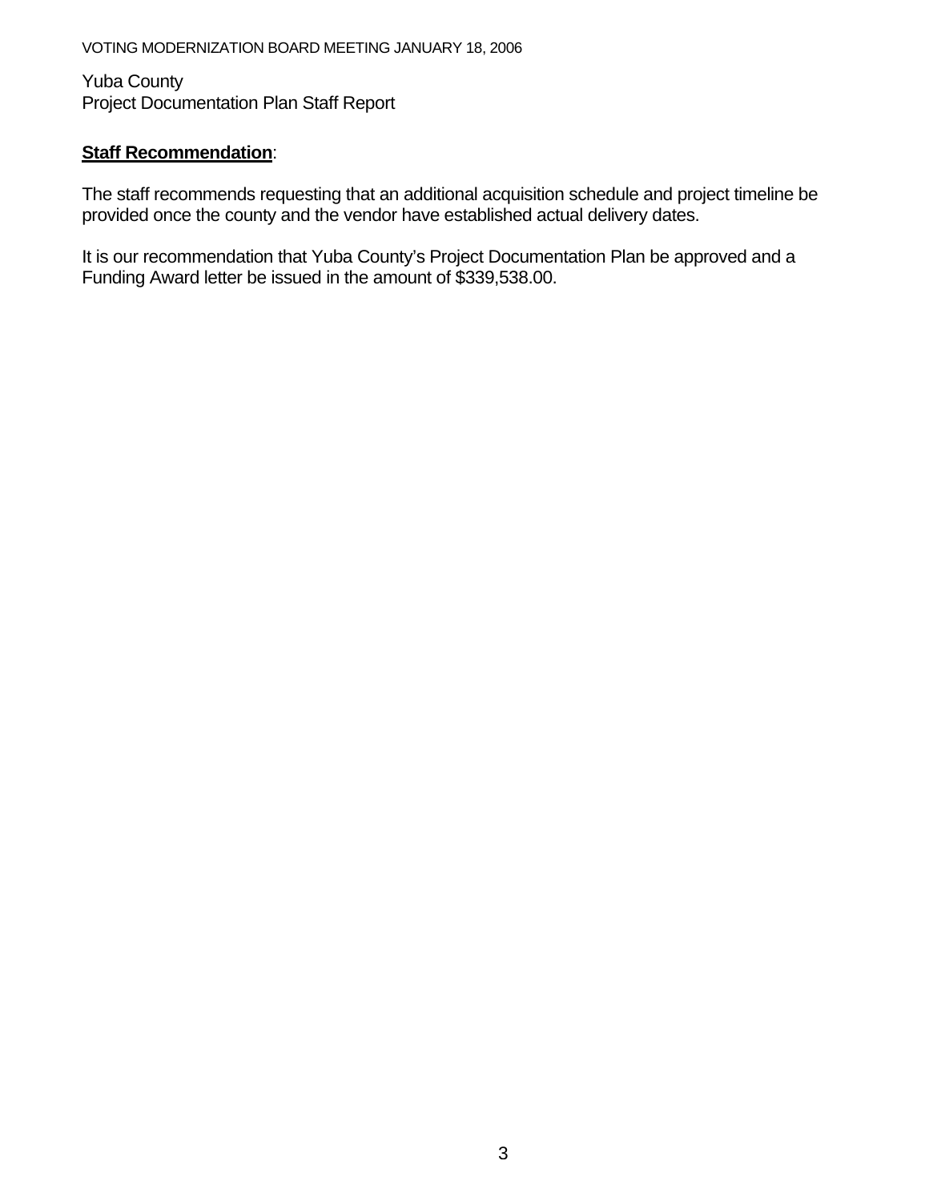Yuba County
Project Documentation Plan Staff Report

**Staff Recommendation**:

The staff recommends requesting that an additional acquisition schedule and project timeline be provided once the county and the vendor have established actual delivery dates.

It is our recommendation that Yuba County's Project Documentation Plan be approved and a Funding Award letter be issued in the amount of $339,538.00.